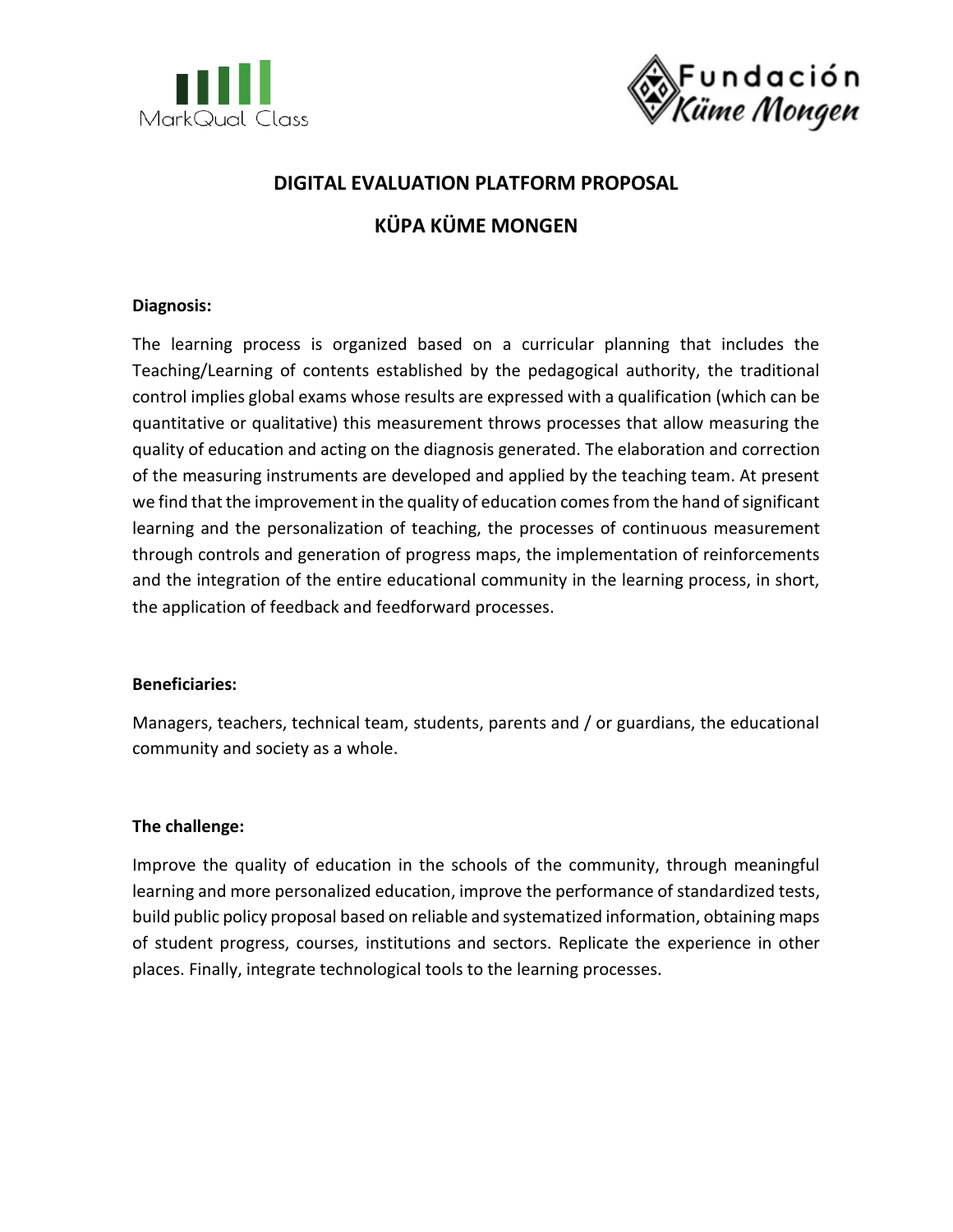# DIGITAL EVALUATION PLATFORM PROPOSAL

## KÜPA KÜME MONGEN

**Diagnosis:**

The learning process is organized based on a curricular planning that includes the Teaching/Learning of contents established by the pedagogical authority, the traditional control implies global exams whose results are expressed with a qualification (which can be quantitative or qualitative) this measurement throws processes that allow measuring the quality of education and acting on the diagnosis generated. The elaboration and correction of the measuring instruments are developed and applied by the teaching team. At present we find that the improvement in the quality of education comes from the hand of significant learning and the personalization of teaching, the processes of continuous measurement through controls and generation of progress maps, the implementation of reinforcements and the integration of the entire educational community in the learning process, in short, the application of feedback and feedforward processes.

**Beneficiaries:**

Managers, teachers, technical team, students, parents and / or guardians, the educational community and society as a whole.

**The challenge:**

Improve the quality of education in the schools of the community, through meaningful learning and more personalized education, improve the performance of standardized tests, build public policy proposal based on reliable and systematized information, obtaining maps of student progress, courses, institutions and sectors. Replicate the experience in other places. Finally, integrate technological tools to the learning processes.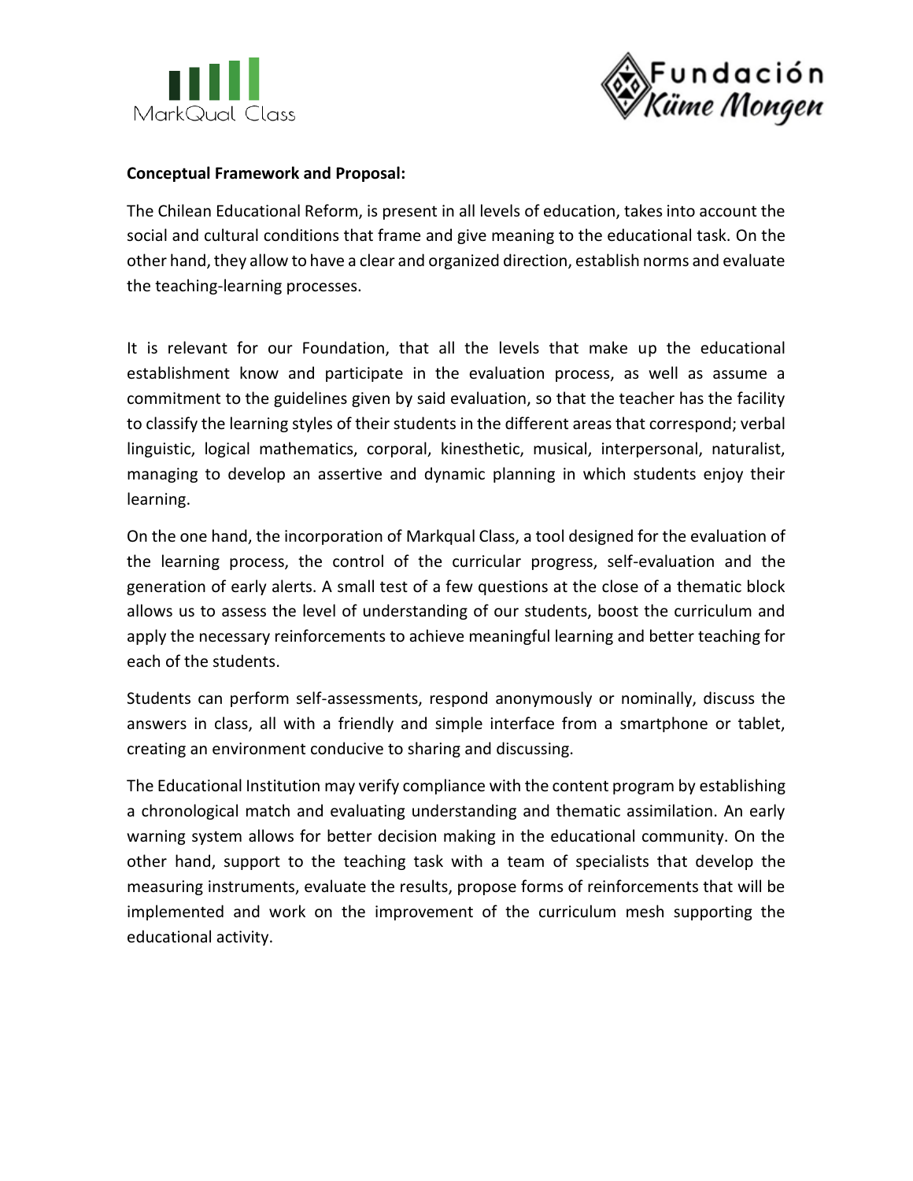**Conceptual Framework and Proposal:**

The Chilean Educational Reform, is present in all levels of education, takes into account the social and cultural conditions that frame and give meaning to the educational task. On the other hand, they allow to have a clear and organized direction, establish norms and evaluate the teaching-learning processes.

It is relevant for our Foundation, that all the levels that make up the educational establishment know and participate in the evaluation process, as well as assume a commitment to the guidelines given by said evaluation, so that the teacher has the facility to classify the learning styles of their students in the different areas that correspond; verbal linguistic, logical mathematics, corporal, kinesthetic, musical, interpersonal, naturalist, managing to develop an assertive and dynamic planning in which students enjoy their learning.

On the one hand, the incorporation of Markqual Class, a tool designed for the evaluation of the learning process, the control of the curricular progress, self-evaluation and the generation of early alerts. A small test of a few questions at the close of a thematic block allows us to assess the level of understanding of our students, boost the curriculum and apply the necessary reinforcements to achieve meaningful learning and better teaching for each of the students.

Students can perform self-assessments, respond anonymously or nominally, discuss the answers in class, all with a friendly and simple interface from a smartphone or tablet, creating an environment conducive to sharing and discussing.

The Educational Institution may verify compliance with the content program by establishing a chronological match and evaluating understanding and thematic assimilation. An early warning system allows for better decision making in the educational community. On the other hand, support to the teaching task with a team of specialists that develop the measuring instruments, evaluate the results, propose forms of reinforcements that will be implemented and work on the improvement of the curriculum mesh supporting the educational activity.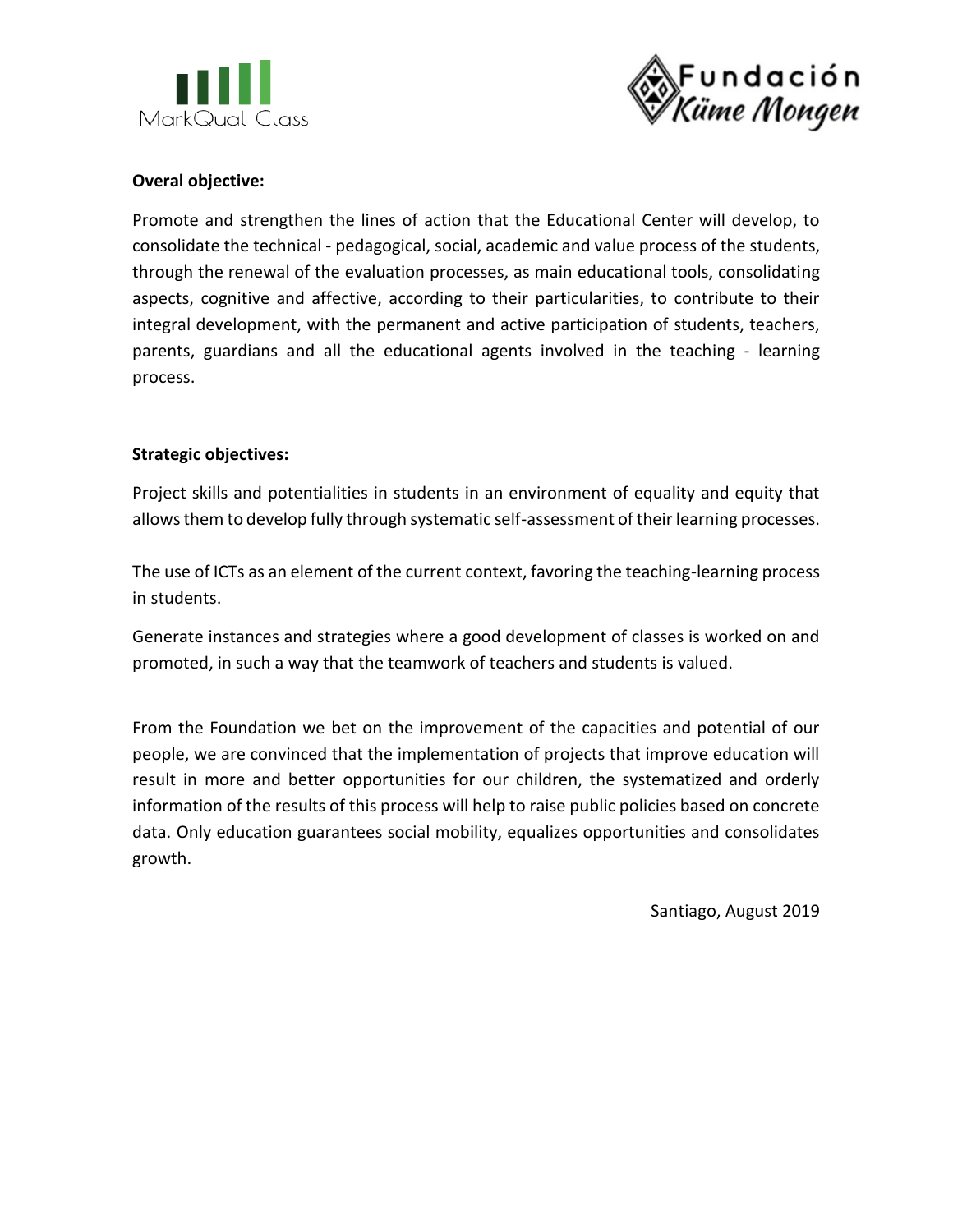**Overal objective:**

Promote and strengthen the lines of action that the Educational Center will develop, to consolidate the technical - pedagogical, social, academic and value process of the students, through the renewal of the evaluation processes, as main educational tools, consolidating aspects, cognitive and affective, according to their particularities, to contribute to their integral development, with the permanent and active participation of students, teachers, parents, guardians and all the educational agents involved in the teaching - learning process.

**Strategic objectives:**

Project skills and potentialities in students in an environment of equality and equity that allows them to develop fully through systematic self-assessment of their learning processes.

The use of ICTs as an element of the current context, favoring the teaching-learning process in students.

Generate instances and strategies where a good development of classes is worked on and promoted, in such a way that the teamwork of teachers and students is valued.

From the Foundation we bet on the improvement of the capacities and potential of our people, we are convinced that the implementation of projects that improve education will result in more and better opportunities for our children, the systematized and orderly information of the results of this process will help to raise public policies based on concrete data. Only education guarantees social mobility, equalizes opportunities and consolidates growth.

Santiago, August 2019